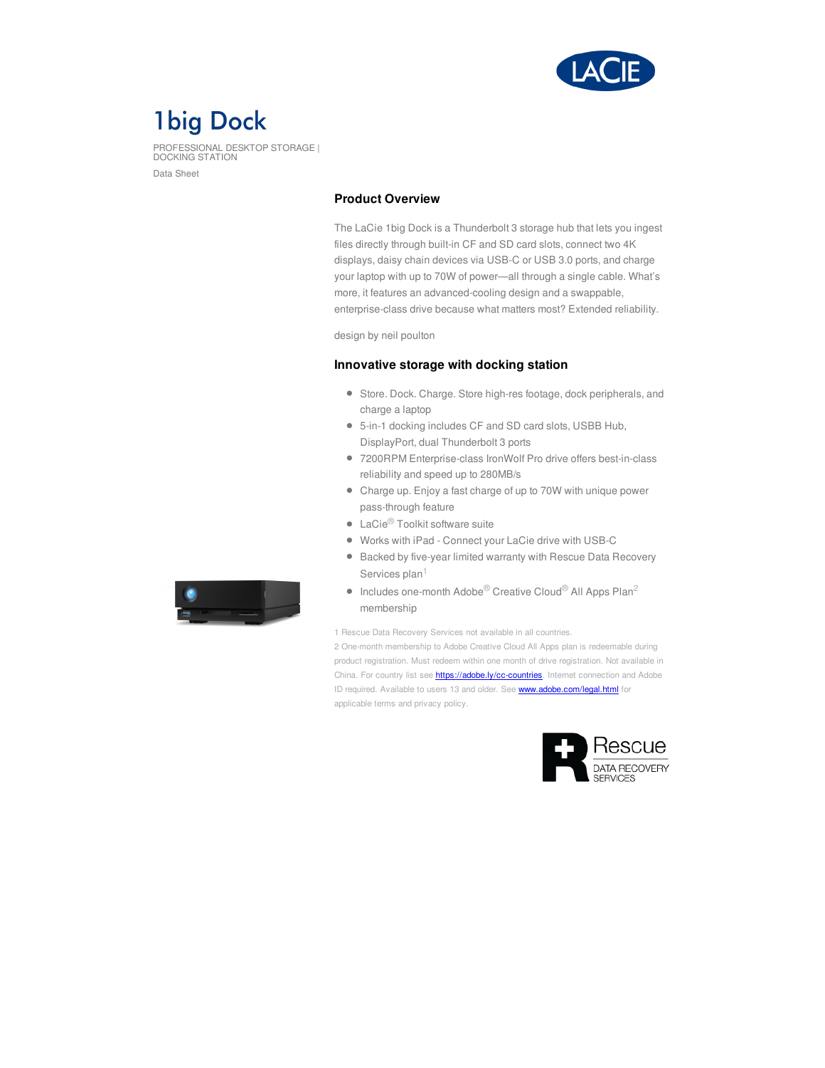# 1big Dock

PROFESSIONAL DESKTOP STORAGE | DOCKING STATION

Data Sheet

## Product Overview

The LaCie 1big Dock is a Thunderbolt 3 storage hub that lets you ingest files directly through built-in CF and SD card slots, connect two 4K displays, daisy chain devices via USB-C or USB 3.0 ports, and charge your laptop with up to 70W of power—all through a single cable. What's more, it features an advanced-cooling design and a swappable, enterprise-class drive because what matters most? Extended reliability.

design by neil poulton

## Innovative storage with docking station

- Store. Dock. Charge. Store high-res footage, dock peripherals, and charge a laptop
- 5-in-1 docking includes CF and SD card slots, USBB Hub, DisplayPort, dual Thunderbolt 3 ports
- 7200RPM Enterprise-class IronWolf Pro drive offers best-in-class reliability and speed up to 280MB/s
- Charge up. Enjoy a fast charge of up to 70W with unique power pass-through feature
- LaCie® Toolkit software suite
- Works with iPad - Connect your LaCie drive with USB-C
- Backed by five-year limited warranty with Rescue Data Recovery Services plan[1]
- Includes one-month Adobe® Creative Cloud® All Apps Plan[2] membership

1 Rescue Data Recovery Services not available in all countries.

2 One-month membership to Adobe Creative Cloud All Apps plan is redeemable during product registration. Must redeem within one month of drive registration. Not available in China. For country list see https://adobe.ly/cc-countries. Internet connection and Adobe ID required. Available to users 13 and older. See www.adobe.com/legal.html for applicable terms and privacy policy.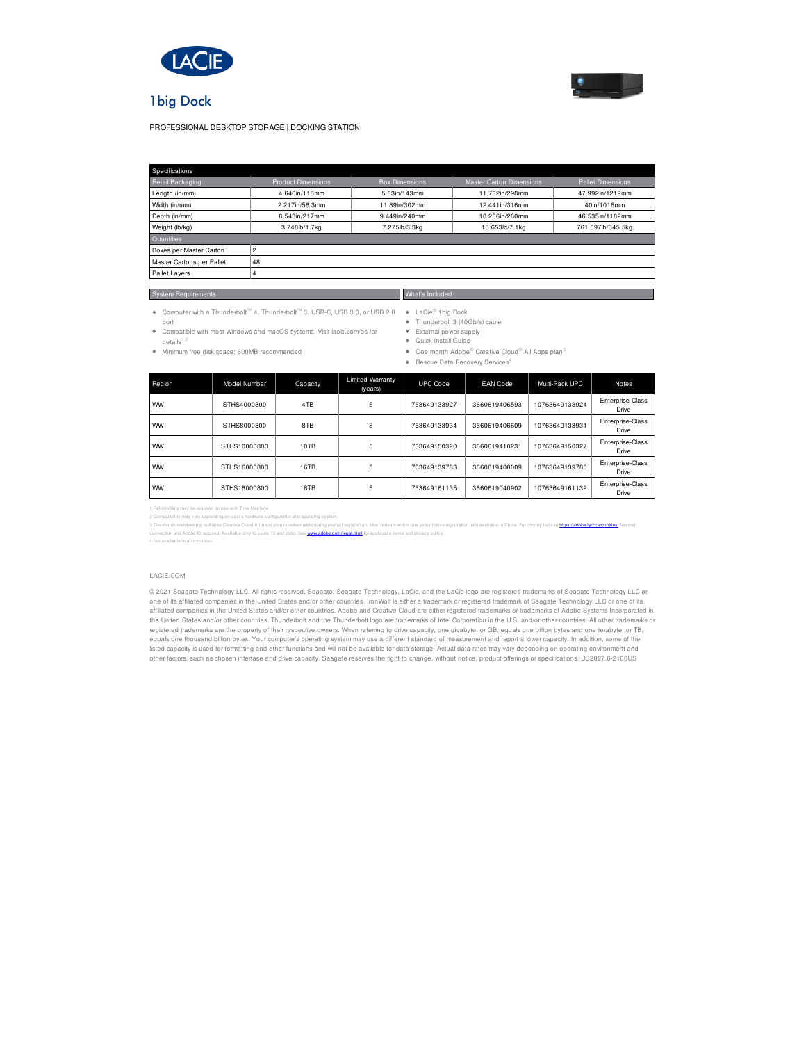# 1big Dock

PROFESSIONAL DESKTOP STORAGE | DOCKING STATION

| Specifications | | | | |
|---|---|---|---|---|
| Retail Packaging | Product Dimensions | Box Dimensions | Master Carton Dimensions | Pallet Dimensions |
| Length (in/mm) | 4.646in/118mm | 5.63in/143mm | 11.732in/298mm | 47.992in/1219mm |
| Width (in/mm) | 2.217in/56.3mm | 11.89in/302mm | 12.441in/316mm | 40in/1016mm |
| Depth (in/mm) | 8.543in/217mm | 9.449in/240mm | 10.236in/260mm | 46.535in/1182mm |
| Weight (lb/kg) | 3.748lb/1.7kg | 7.275lb/3.3kg | 15.653lb/7.1kg | 761.697lb/345.5kg |
| Quantities | | | | |
| Boxes per Master Carton | 2 | | | |
| Master Cartons per Pallet | 48 | | | |
| Pallet Layers | 4 | | | |

## System Requirements

- Computer with a Thunderbolt™ 4, Thunderbolt™ 3, USB-C, USB 3.0, or USB 2.0 port
- Compatible with most Windows and macOS systems. Visit lacie.com/os for details[1,2]
- Minimum free disk space: 600MB recommended

## What's Included

- LaCie® 1big Dock
- Thunderbolt 3 (40Gb/s) cable
- External power supply
- Quick Install Guide
- One month Adobe® Creative Cloud® All Apps plan[3]
- Rescue Data Recovery Services[4]

| Region | Model Number | Capacity | Limited Warranty (years) | UPC Code | EAN Code | Multi-Pack UPC | Notes |
|---|---|---|---|---|---|---|---|
| WW | STHS4000800 | 4TB | 5 | 763649133927 | 3660619406593 | 10763649133924 | Enterprise-Class Drive |
| WW | STHS8000800 | 8TB | 5 | 763649133934 | 3660619406609 | 10763649133931 | Enterprise-Class Drive |
| WW | STHS10000800 | 10TB | 5 | 763649150320 | 3660619410231 | 10763649150327 | Enterprise-Class Drive |
| WW | STHS16000800 | 16TB | 5 | 763649139783 | 3660619408009 | 10763649139780 | Enterprise-Class Drive |
| WW | STHS18000800 | 18TB | 5 | 763649161135 | 3660619040902 | 10763649161132 | Enterprise-Class Drive |

1 Reformatting may be required for use with Time Machine

2 Compatibility may vary depending on user's hardware configuration and operating system.

3 One-month membership to Adobe Creative Cloud All Apps plan is redeemable during product registration. Must redeem within one year of drive registration. Not available in China. For country list see https://adobe.ly/cc-countries. Internet connection and Adobe ID required. Available only to users 13 and older. See www.adobe.com/legal.html for applicable terms and privacy policy.

4 Not available in all countries.

LACIE.COM

© 2021 Seagate Technology LLC. All rights reserved. Seagate, Seagate Technology, LaCie, and the LaCie logo are registered trademarks of Seagate Technology LLC or one of its affiliated companies in the United States and/or other countries. IronWolf is either a trademark or registered trademark of Seagate Technology LLC or one of its affiliated companies in the United States and/or other countries. Adobe and Creative Cloud are either registered trademarks or trademarks of Adobe Systems Incorporated in the United States and/or other countries. Thunderbolt and the Thunderbolt logo are trademarks of Intel Corporation in the U.S. and/or other countries. All other trademarks or registered trademarks are the property of their respective owners. When referring to drive capacity, one gigabyte, or GB, equals one billion bytes and one terabyte, or TB, equals one thousand billion bytes. Your computer's operating system may use a different standard of measurement and report a lower capacity. In addition, some of the listed capacity is used for formatting and other functions and will not be available for data storage. Actual data rates may vary depending on operating environment and other factors, such as chosen interface and drive capacity. Seagate reserves the right to change, without notice, product offerings or specifications. DS2027.6-2106US